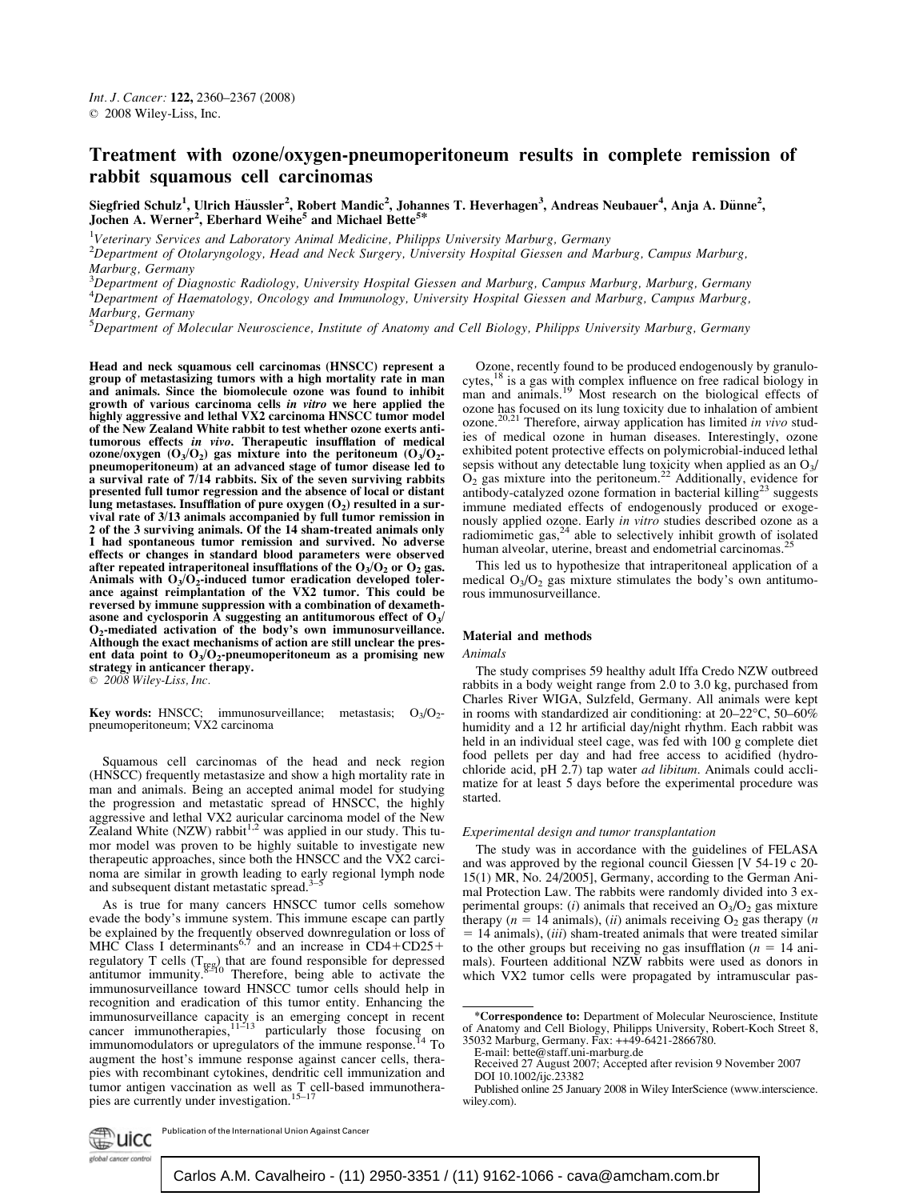# Treatment with ozone/oxygen-pneumoperitoneum results in complete remission of rabbit squamous cell carcinomas

Siegfried Schulz[1], Ulrich Häussler[2], Robert Mandic[2], Johannes T. Heverhagen[3], Andreas Neubauer[4], Anja A. Dünne[2], Jochen A. Werner[2], Eberhard Weihe[5] and Michael Bette[5]*

[1]*Veterinary Services and Laboratory Animal Medicine, Philipps University Marburg, Germany*
[2]*Department of Otolaryngology, Head and Neck Surgery, University Hospital Giessen and Marburg, Campus Marburg, Marburg, Germany*
[3]*Department of Diagnostic Radiology, University Hospital Giessen and Marburg, Campus Marburg, Marburg, Germany*
[4]*Department of Haematology, Oncology and Immunology, University Hospital Giessen and Marburg, Campus Marburg, Marburg, Germany*
[5]*Department of Molecular Neuroscience, Institute of Anatomy and Cell Biology, Philipps University Marburg, Germany*

**Head and neck squamous cell carcinomas (HNSCC) represent a group of metastasizing tumors with a high mortality rate in man and animals. Since the biomolecule ozone was found to inhibit growth of various carcinoma cells *in vitro* we here applied the highly aggressive and lethal VX2 carcinoma HNSCC tumor model of the New Zealand White rabbit to test whether ozone exerts antitumorous effects *in vivo*. Therapeutic insufflation of medical ozone/oxygen ($O_3/O_2$) gas mixture into the peritoneum ($O_3/O_2$-pneumoperitoneum) at an advanced stage of tumor disease led to a survival rate of 7/14 rabbits. Six of the seven surviving rabbits presented full tumor regression and the absence of local or distant lung metastases. Insufflation of pure oxygen ($O_2$) resulted in a survival rate of 3/13 animals accompanied by full tumor remission in 2 of the 3 surviving animals. Of the 14 sham-treated animals only 1 had spontaneous tumor remission and survived. No adverse effects or changes in standard blood parameters were observed after repeated intraperitoneal insufflations of the $O_3/O_2$ or $O_2$ gas. Animals with $O_3/O_2$-induced tumor eradication developed tolerance against reimplantation of the VX2 tumor. This could be reversed by immune suppression with a combination of dexamethasone and cyclosporin A suggesting an antitumorous effect of $O_3/O_2$-mediated activation of the body's own immunosurveillance. Although the exact mechanisms of action are still unclear the present data point to $O_3/O_2$-pneumoperitoneum as a promising new strategy in anticancer therapy.**
© *2008 Wiley-Liss, Inc.*

**Key words:** HNSCC; immunosurveillance; metastasis; $O_3/O_2$-pneumoperitoneum; VX2 carcinoma

Squamous cell carcinomas of the head and neck region (HNSCC) frequently metastasize and show a high mortality rate in man and animals. Being an accepted animal model for studying the progression and metastatic spread of HNSCC, the highly aggressive and lethal VX2 auricular carcinoma model of the New Zealand White (NZW) rabbit[1,2] was applied in our study. This tumor model was proven to be highly suitable to investigate new therapeutic approaches, since both the HNSCC and the VX2 carcinoma are similar in growth leading to early regional lymph node and subsequent distant metastatic spread.[3–5]

As is true for many cancers HNSCC tumor cells somehow evade the body's immune system. This immune escape can partly be explained by the frequently observed downregulation or loss of MHC Class I determinants[6,7] and an increase in CD4+CD25+ regulatory T cells ($T_{reg}$) that are found responsible for depressed antitumor immunity.[8–10] Therefore, being able to activate the immunosurveillance toward HNSCC tumor cells should help in recognition and eradication of this tumor entity. Enhancing the immunosurveillance capacity is an emerging concept in recent cancer immunotherapies,[11–13] particularly those focusing on immunomodulators or upregulators of the immune response.[14] To augment the host's immune response against cancer cells, therapies with recombinant cytokines, dendritic cell immunization and tumor antigen vaccination as well as T cell-based immunotherapies are currently under investigation.[15–17]

Ozone, recently found to be produced endogenously by granulocytes,[18] is a gas with complex influence on free radical biology in man and animals.[19] Most research on the biological effects of ozone has focused on its lung toxicity due to inhalation of ambient ozone.[20,21] Therefore, airway application has limited *in vivo* studies of medical ozone in human diseases. Interestingly, ozone exhibited potent protective effects on polymicrobial-induced lethal sepsis without any detectable lung toxicity when applied as an $O_3/O_2$ gas mixture into the peritoneum.[22] Additionally, evidence for antibody-catalyzed ozone formation in bacterial killing[23] suggests immune mediated effects of endogenously produced or exogenously applied ozone. Early *in vitro* studies described ozone as a radiomimetic gas,[24] able to selectively inhibit growth of isolated human alveolar, uterine, breast and endometrial carcinomas.[25]

This led us to hypothesize that intraperitoneal application of a medical $O_3/O_2$ gas mixture stimulates the body's own antitumorous immunosurveillance.

## Material and methods

### *Animals*

The study comprises 59 healthy adult Iffa Credo NZW outbreed rabbits in a body weight range from 2.0 to 3.0 kg, purchased from Charles River WIGA, Sulzfeld, Germany. All animals were kept in rooms with standardized air conditioning: at 20–22°C, 50–60% humidity and a 12 hr artificial day/night rhythm. Each rabbit was held in an individual steel cage, was fed with 100 g complete diet food pellets per day and had free access to acidified (hydrochloride acid, pH 2.7) tap water *ad libitum*. Animals could acclimatize for at least 5 days before the experimental procedure was started.

### *Experimental design and tumor transplantation*

The study was in accordance with the guidelines of FELASA and was approved by the regional council Giessen [V 54-19 c 20-15(1) MR, No. 24/2005], Germany, according to the German Animal Protection Law. The rabbits were randomly divided into 3 experimental groups: (*i*) animals that received an $O_3/O_2$ gas mixture therapy ($n$ = 14 animals), (*ii*) animals receiving $O_2$ gas therapy ($n$ = 14 animals), (*iii*) sham-treated animals that were treated similar to the other groups but receiving no gas insufflation ($n$ = 14 animals). Fourteen additional NZW rabbits were used as donors in which VX2 tumor cells were propagated by intramuscular pas-

*Correspondence to: Department of Molecular Neuroscience, Institute of Anatomy and Cell Biology, Philipps University, Robert-Koch Street 8, 35032 Marburg, Germany. Fax: ++49-6421-2866780.
E-mail: bette@staff.uni-marburg.de
Received 27 August 2007; Accepted after revision 9 November 2007
DOI 10.1002/ijc.23382
Published online 25 January 2008 in Wiley InterScience (www.interscience.wiley.com).

Publication of the International Union Against Cancer

Carlos A.M. Cavalheiro - (11) 2950-3351 / (11) 9162-1066 - cava@amcham.com.br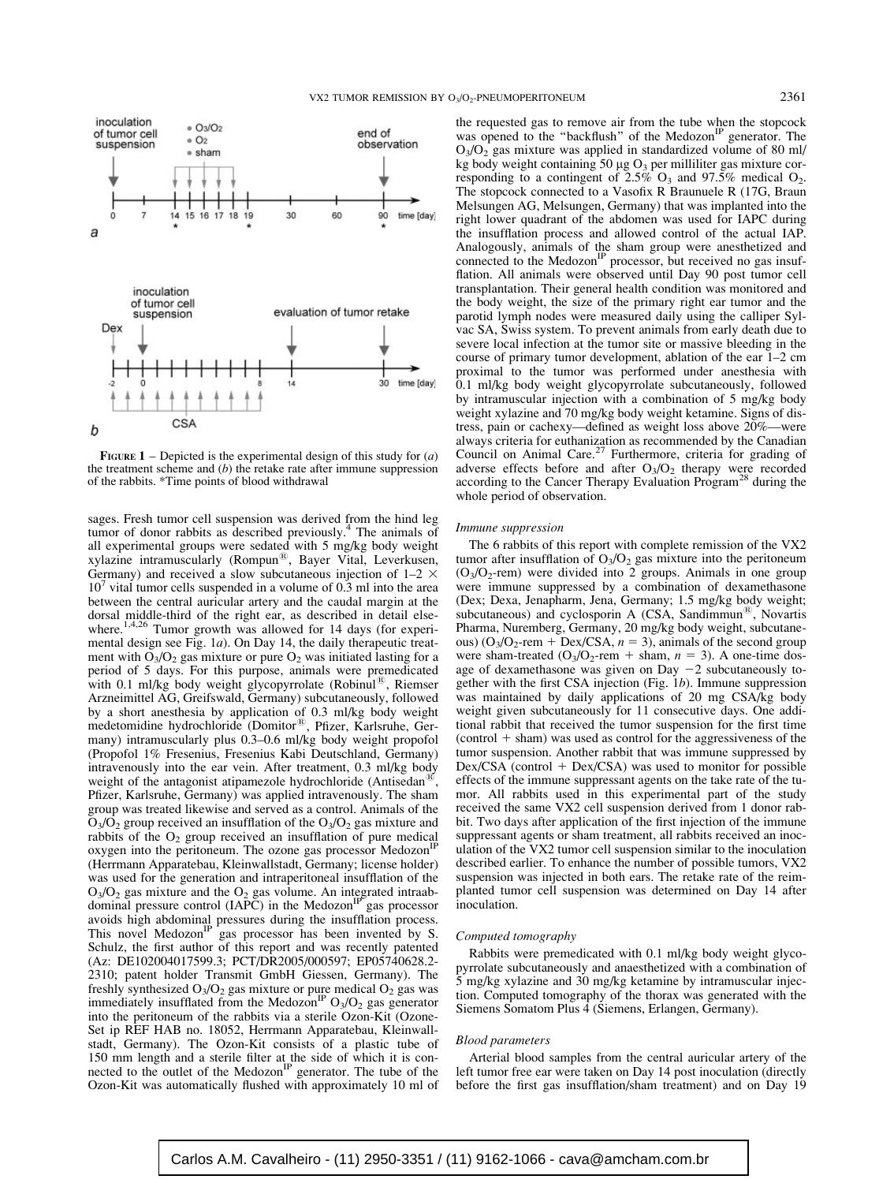inoculation of tumor cell suspension

$O_3/O_2$

$O_2$

sham

end of observation

0 7 14 15 16 17 18 19 30 60 90 time [day]

a

inoculation of tumor cell suspension

Dex

evaluation of tumor retake

-2 0 8 14 30 time [day]

CSA

b

**FIGURE 1** – Depicted is the experimental design of this study for (*a*) the treatment scheme and (*b*) the retake rate after immune suppression of the rabbits. *Time points of blood withdrawal

sages. Fresh tumor cell suspension was derived from the hind leg tumor of donor rabbits as described previously.[4] The animals of all experimental groups were sedated with 5 mg/kg body weight xylazine intramuscularly (Rompun®, Bayer Vital, Leverkusen, Germany) and received a slow subcutaneous injection of 1–2 × $10^7$ vital tumor cells suspended in a volume of 0.3 ml into the area between the central auricular artery and the caudal margin at the dorsal middle-third of the right ear, as described in detail elsewhere.[1,4,26] Tumor growth was allowed for 14 days (for experimental design see Fig. 1*a*). On Day 14, the daily therapeutic treatment with $O_3/O_2$ gas mixture or pure $O_2$ was initiated lasting for a period of 5 days. For this purpose, animals were premedicated with 0.1 ml/kg body weight glycopyrrolate (Robinul®, Riemser Arzneimittel AG, Greifswald, Germany) subcutaneously, followed by a short anesthesia by application of 0.3 ml/kg body weight medetomidine hydrochloride (Domitor®, Pfizer, Karlsruhe, Germany) intramuscularly plus 0.3–0.6 ml/kg body weight propofol (Propofol 1% Fresenius, Fresenius Kabi Deutschland, Germany) intravenously into the ear vein. After treatment, 0.3 ml/kg body weight of the antagonist atipamezole hydrochloride (Antisedan®, Pfizer, Karlsruhe, Germany) was applied intravenously. The sham group was treated likewise and served as a control. Animals of the $O_3/O_2$ group received an insufflation of the $O_3/O_2$ gas mixture and rabbits of the $O_2$ group received an insufflation of pure medical oxygen into the peritoneum. The ozone gas processor Medozon[IP] (Herrmann Apparatebau, Kleinwallstadt, Germany; license holder) was used for the generation and intraperitoneal insufflation of the $O_3/O_2$ gas mixture and the $O_2$ gas volume. An integrated intraabdominal pressure control (IAPC) in the Medozon[IP] gas processor avoids high abdominal pressures during the insufflation process. This novel Medozon[IP] gas processor has been invented by S. Schulz, the first author of this report and was recently patented (Az: DE102004017599.3; PCT/DR2005/000597; EP05740628.2-2310; patent holder Transmit GmbH Giessen, Germany). The freshly synthesized $O_3/O_2$ gas mixture or pure medical $O_2$ gas was immediately insufflated from the Medozon[IP] $O_3/O_2$ gas generator into the peritoneum of the rabbits via a sterile Ozon-Kit (Ozone-Set ip REF HAB no. 18052, Herrmann Apparatebau, Kleinwallstadt, Germany). The Ozon-Kit consists of a plastic tube of 150 mm length and a sterile filter at the side of which it is connected to the outlet of the Medozon[IP] generator. The tube of the Ozon-Kit was automatically flushed with approximately 10 ml of the requested gas to remove air from the tube when the stopcock was opened to the "backflush" of the Medozon[IP] generator. The $O_3/O_2$ gas mixture was applied in standardized volume of 80 ml/kg body weight containing 50 μg $O_3$ per milliliter gas mixture corresponding to a contingent of 2.5% $O_3$ and 97.5% medical $O_2$. The stopcock connected to a Vasofix R Braunuele R (17G, Braun Melsungen AG, Melsungen, Germany) that was implanted into the right lower quadrant of the abdomen was used for IAPC during the insufflation process and allowed control of the actual IAP. Analogously, animals of the sham group were anesthetized and connected to the Medozon[IP] processor, but received no gas insufflation. All animals were observed until Day 90 post tumor cell transplantation. Their general health condition was monitored and the body weight, the size of the primary right ear tumor and the parotid lymph nodes were measured daily using the calliper Sylvac SA, Swiss system. To prevent animals from early death due to severe local infection at the tumor site or massive bleeding in the course of primary tumor development, ablation of the ear 1–2 cm proximal to the tumor was performed under anesthesia with 0.1 ml/kg body weight glycopyrrolate subcutaneously, followed by intramuscular injection with a combination of 5 mg/kg body weight xylazine and 70 mg/kg body weight ketamine. Signs of distress, pain or cachexy—defined as weight loss above 20%—were always criteria for euthanization as recommended by the Canadian Council on Animal Care.[27] Furthermore, criteria for grading of adverse effects before and after $O_3/O_2$ therapy were recorded according to the Cancer Therapy Evaluation Program[28] during the whole period of observation.

#### *Immune suppression*

The 6 rabbits of this report with complete remission of the VX2 tumor after insufflation of $O_3/O_2$ gas mixture into the peritoneum ($O_3/O_2$-rem) were divided into 2 groups. Animals in one group were immune suppressed by a combination of dexamethasone (Dex; Dexa, Jenapharm, Jena, Germany; 1.5 mg/kg body weight; subcutaneous) and cyclosporin A (CSA, Sandimmun®, Novartis Pharma, Nuremberg, Germany, 20 mg/kg body weight, subcutaneous) ($O_3/O_2$-rem + Dex/CSA, $n = 3$), animals of the second group were sham-treated ($O_3/O_2$-rem + sham, $n = 3$). A one-time dosage of dexamethasone was given on Day −2 subcutaneously together with the first CSA injection (Fig. 1*b*). Immune suppression was maintained by daily applications of 20 mg CSA/kg body weight given subcutaneously for 11 consecutive days. One additional rabbit that received the tumor suspension for the first time (control + sham) was used as control for the aggressiveness of the tumor suspension. Another rabbit that was immune suppressed by Dex/CSA (control + Dex/CSA) was used to monitor for possible effects of the immune suppressant agents on the take rate of the tumor. All rabbits used in this experimental part of the study received the same VX2 cell suspension derived from 1 donor rabbit. Two days after application of the first injection of the immune suppressant agents or sham treatment, all rabbits received an inoculation of the VX2 tumor cell suspension similar to the inoculation described earlier. To enhance the number of possible tumors, VX2 suspension was injected in both ears. The retake rate of the reimplanted tumor cell suspension was determined on Day 14 after inoculation.

#### *Computed tomography*

Rabbits were premedicated with 0.1 ml/kg body weight glycopyrrolate subcutaneously and anaesthetized with a combination of 5 mg/kg xylazine and 30 mg/kg ketamine by intramuscular injection. Computed tomography of the thorax was generated with the Siemens Somatom Plus 4 (Siemens, Erlangen, Germany).

#### *Blood parameters*

Arterial blood samples from the central auricular artery of the left tumor free ear were taken on Day 14 post inoculation (directly before the first gas insufflation/sham treatment) and on Day 19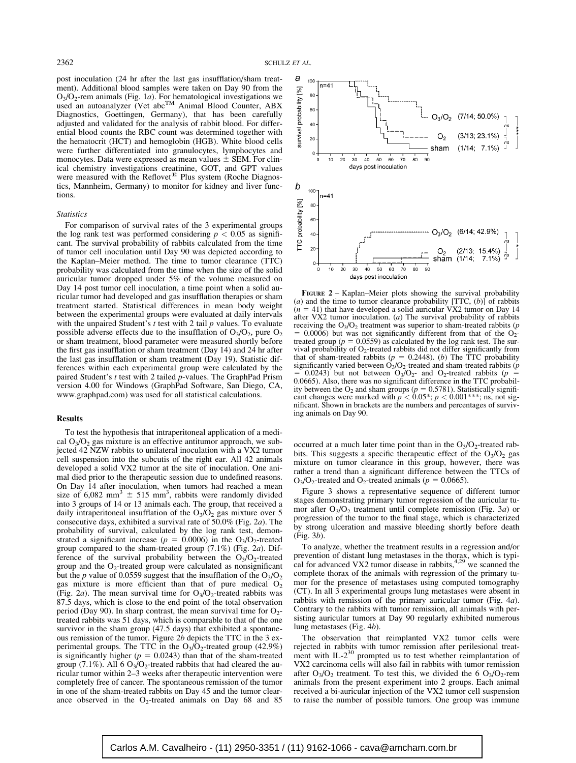post inoculation (24 hr after the last gas insufflation/sham treatment). Additional blood samples were taken on Day 90 from the $O_3/O_2$-rem animals (Fig. 1*a*). For hematological investigations we used an autoanalyzer (Vet abc™ Animal Blood Counter, ABX Diagnostics, Goettingen, Germany), that has been carefully adjusted and validated for the analysis of rabbit blood. For differential blood counts the RBC count was determined together with the hematocrit (HCT) and hemoglobin (HGB). White blood cells were further differentiated into granulocytes, lymphocytes and monocytes. Data were expressed as mean values ± SEM. For clinical chemistry investigations creatinine, GOT, and GPT values were measured with the Reflovet® Plus system (Roche Diagnostics, Mannheim, Germany) to monitor for kidney and liver functions.

### *Statistics*

For comparison of survival rates of the 3 experimental groups the log rank test was performed considering $p < 0.05$ as significant. The survival probability of rabbits calculated from the time of tumor cell inoculation until Day 90 was depicted according to the Kaplan–Meier method. The time to tumor clearance (TTC) probability was calculated from the time when the size of the solid auricular tumor dropped under 5% of the volume measured on Day 14 post tumor cell inoculation, a time point when a solid auricular tumor had developed and gas insufflation therapies or sham treatment started. Statistical differences in mean body weight between the experimental groups were evaluated at daily intervals with the unpaired Student's *t* test with 2 tail *p* values. To evaluate possible adverse effects due to the insufflation of $O_3/O_2$, pure $O_2$ or sham treatment, blood parameter were measured shortly before the first gas insufflation or sham treatment (Day 14) and 24 hr after the last gas insufflation or sham treatment (Day 19). Statistic differences within each experimental group were calculated by the paired Student's *t* test with 2 tailed *p*-values. The GraphPad Prism version 4.00 for Windows (GraphPad Software, San Diego, CA, www.graphpad.com) was used for all statistical calculations.

## Results

To test the hypothesis that intraperitoneal application of a medical $O_3/O_2$ gas mixture is an effective antitumor approach, we subjected 42 NZW rabbits to unilateral inoculation with a VX2 tumor cell suspension into the subcutis of the right ear. All 42 animals developed a solid VX2 tumor at the site of inoculation. One animal died prior to the therapeutic session due to undefined reasons. On Day 14 after inoculation, when tumors had reached a mean size of 6,082 $mm^3$ ± 515 $mm^3$, rabbits were randomly divided into 3 groups of 14 or 13 animals each. The group, that received a daily intraperitoneal insufflation of the $O_3/O_2$ gas mixture over 5 consecutive days, exhibited a survival rate of 50.0% (Fig. 2*a*). The probability of survival, calculated by the log rank test, demonstrated a significant increase ($p = 0.0006$) in the $O_3/O_2$-treated group compared to the sham-treated group (7.1%) (Fig. 2*a*). Difference of the survival probability between the $O_3/O_2$-treated group and the $O_2$-treated group were calculated as nonsignificant but the *p* value of 0.0559 suggest that the insufflation of the $O_3/O_2$ gas mixture is more efficient than that of pure medical $O_2$ (Fig. 2*a*). The mean survival time for $O_3/O_2$-treated rabbits was 87.5 days, which is close to the end point of the total observation period (Day 90). In sharp contrast, the mean survival time for $O_2$-treated rabbits was 51 days, which is comparable to that of the one survivor in the sham group (47.5 days) that exhibited a spontaneous remission of the tumor. Figure 2*b* depicts the TTC in the 3 experimental groups. The TTC in the $O_3/O_2$-treated group (42.9%) is significantly higher ($p = 0.0243$) than that of the sham-treated group (7.1%). All 6 $O_3/O_2$-treated rabbits that had cleared the auricular tumor within 2–3 weeks after therapeutic intervention were completely free of cancer. The spontaneous remission of the tumor in one of the sham-treated rabbits on Day 45 and the tumor clearance observed in the $O_2$-treated animals on Day 68 and 85 occurred at a much later time point than in the $O_3/O_2$-treated rabbits. This suggests a specific therapeutic effect of the $O_3/O_2$ gas mixture on tumor clearance in this group, however, there was rather a trend than a significant difference between the TTCs of $O_3/O_2$-treated and $O_2$-treated animals ($p = 0.0665$).

*a*

n=41

survival probability [%]

days post inoculation

$O_3/O_2$ (7/14; 50.0%)

$O_2$ (3/13; 23.1%)

sham (1/14; 7.1%)

ns ns ***

*b*

n=41

TTC probability [%]

days post inoculation

$O_3/O_2$ (6/14; 42.9%)

$O_2$ (2/13; 15.4%)

sham (1/14; 7.1%)

ns ns *

**Figure 2** – Kaplan–Meier plots showing the survival probability (*a*) and the time to tumor clearance probability [TTC, (*b*)] of rabbits ($n = 41$) that have developed a solid auricular VX2 tumor on Day 14 after VX2 tumor inoculation. (*a*) The survival probability of rabbits receiving the $O_3/O_2$ treatment was superior to sham-treated rabbits ($p = 0.0006$) but was not significantly different from that of the $O_2$-treated group ($p = 0.0559$) as calculated by the log rank test. The survival probability of $O_2$-treated rabbits did not differ significantly from that of sham-treated rabbits ($p = 0.2448$). (*b*) The TTC probability significantly varied between $O_3/O_2$-treated and sham-treated rabbits ($p = 0.0243$) but not between $O_3/O_2$- and $O_2$-treated rabbits ($p = 0.0665$). Also, there was no significant difference in the TTC probability between the $O_2$ and sham groups ($p = 0.5781$). Statistically significant changes were marked with $p < 0.05$*; $p < 0.001$***; ns, not significant. Shown in brackets are the numbers and percentages of surviving animals on Day 90.

Figure 3 shows a representative sequence of different tumor stages demonstrating primary tumor regression of the auricular tumor after $O_3/O_2$ treatment until complete remission (Fig. 3*a*) or progression of the tumor to the final stage, which is characterized by strong ulceration and massive bleeding shortly before death (Fig. 3*b*).

To analyze, whether the treatment results in a regression and/or prevention of distant lung metastases in the thorax, which is typical for advanced VX2 tumor disease in rabbits,[4,29] we scanned the complete thorax of the animals with regression of the primary tumor for the presence of metastases using computed tomography (CT). In all 3 experimental groups lung metastases were absent in rabbits with remission of the primary auricular tumor (Fig. 4*a*). Contrary to the rabbits with tumor remission, all animals with persisting auricular tumors at Day 90 regularly exhibited numerous lung metastases (Fig. 4*b*).

The observation that reimplanted VX2 tumor cells were rejected in rabbits with tumor remission after perilesional treatment with IL-2[30] prompted us to test whether reimplantation of VX2 carcinoma cells will also fail in rabbits with tumor remission after $O_3/O_2$ treatment. To test this, we divided the 6 $O_3/O_2$-rem animals from the present experiment into 2 groups. Each animal received a bi-auricular injection of the VX2 tumor cell suspension to raise the number of possible tumors. One group was immune

Carlos A.M. Cavalheiro - (11) 2950-3351 / (11) 9162-1066 - cava@amcham.com.br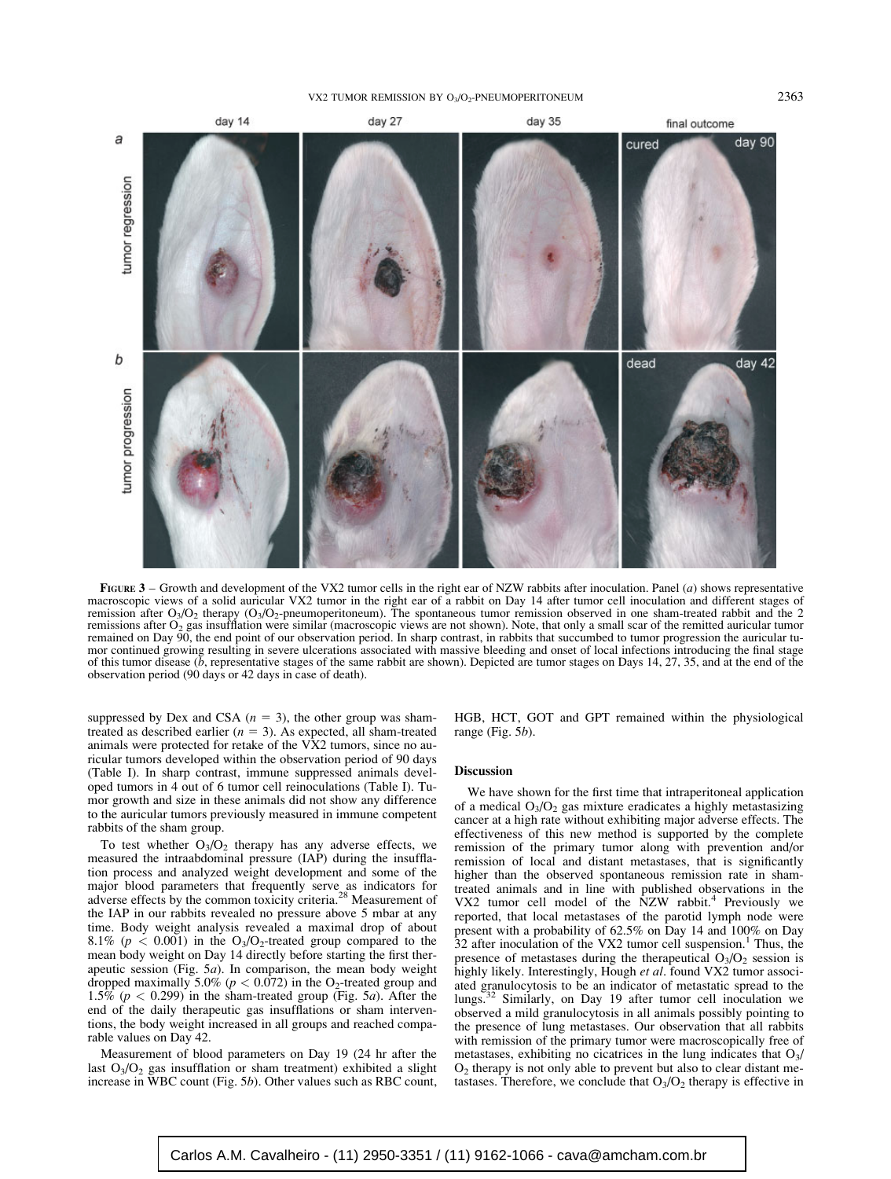FIGURE 3 – Growth and development of the VX2 tumor cells in the right ear of NZW rabbits after inoculation. Panel (*a*) shows representative macroscopic views of a solid auricular VX2 tumor in the right ear of a rabbit on Day 14 after tumor cell inoculation and different stages of remission after $O_3/O_2$ therapy ($O_3/O_2$-pneumoperitoneum). The spontaneous tumor remission observed in one sham-treated rabbit and the 2 remissions after $O_2$ gas insufflation were similar (macroscopic views are not shown). Note, that only a small scar of the remitted auricular tumor remained on Day 90, the end point of our observation period. In sharp contrast, in rabbits that succumbed to tumor progression the auricular tumor continued growing resulting in severe ulcerations associated with massive bleeding and onset of local infections introducing the final stage of this tumor disease (*b*, representative stages of the same rabbit are shown). Depicted are tumor stages on Days 14, 27, 35, and at the end of the observation period (90 days or 42 days in case of death).

suppressed by Dex and CSA ($n = 3$), the other group was sham-treated as described earlier ($n = 3$). As expected, all sham-treated animals were protected for retake of the VX2 tumors, since no auricular tumors developed within the observation period of 90 days (Table I). In sharp contrast, immune suppressed animals developed tumors in 4 out of 6 tumor cell reinoculations (Table I). Tumor growth and size in these animals did not show any difference to the auricular tumors previously measured in immune competent rabbits of the sham group.

To test whether $O_3/O_2$ therapy has any adverse effects, we measured the intraabdominal pressure (IAP) during the insufflation process and analyzed weight development and some of the major blood parameters that frequently serve as indicators for adverse effects by the common toxicity criteria.[28] Measurement of the IAP in our rabbits revealed no pressure above 5 mbar at any time. Body weight analysis revealed a maximal drop of about 8.1% ($p < 0.001$) in the $O_3/O_2$-treated group compared to the mean body weight on Day 14 directly before starting the first therapeutic session (Fig. 5*a*). In comparison, the mean body weight dropped maximally 5.0% ($p < 0.072$) in the $O_2$-treated group and 1.5% ($p < 0.299$) in the sham-treated group (Fig. 5*a*). After the end of the daily therapeutic gas insufflations or sham interventions, the body weight increased in all groups and reached comparable values on Day 42.

Measurement of blood parameters on Day 19 (24 hr after the last $O_3/O_2$ gas insufflation or sham treatment) exhibited a slight increase in WBC count (Fig. 5*b*). Other values such as RBC count, HGB, HCT, GOT and GPT remained within the physiological range (Fig. 5*b*).

## Discussion

We have shown for the first time that intraperitoneal application of a medical $O_3/O_2$ gas mixture eradicates a highly metastasizing cancer at a high rate without exhibiting major adverse effects. The effectiveness of this new method is supported by the complete remission of the primary tumor along with prevention and/or remission of local and distant metastases, that is significantly higher than the observed spontaneous remission rate in sham-treated animals and in line with published observations in the VX2 tumor cell model of the NZW rabbit.[4] Previously we reported, that local metastases of the parotid lymph node were present with a probability of 62.5% on Day 14 and 100% on Day 32 after inoculation of the VX2 tumor cell suspension.[1] Thus, the presence of metastases during the therapeutical $O_3/O_2$ session is highly likely. Interestingly, Hough *et al*. found VX2 tumor associated granulocytosis to be an indicator of metastatic spread to the lungs.[32] Similarly, on Day 19 after tumor cell inoculation we observed a mild granulocytosis in all animals possibly pointing to the presence of lung metastases. Our observation that all rabbits with remission of the primary tumor were macroscopically free of metastases, exhibiting no cicatrices in the lung indicates that $O_3/O_2$ therapy is not only able to prevent but also to clear distant metastases. Therefore, we conclude that $O_3/O_2$ therapy is effective in

Carlos A.M. Cavalheiro - (11) 2950-3351 / (11) 9162-1066 - cava@amcham.com.br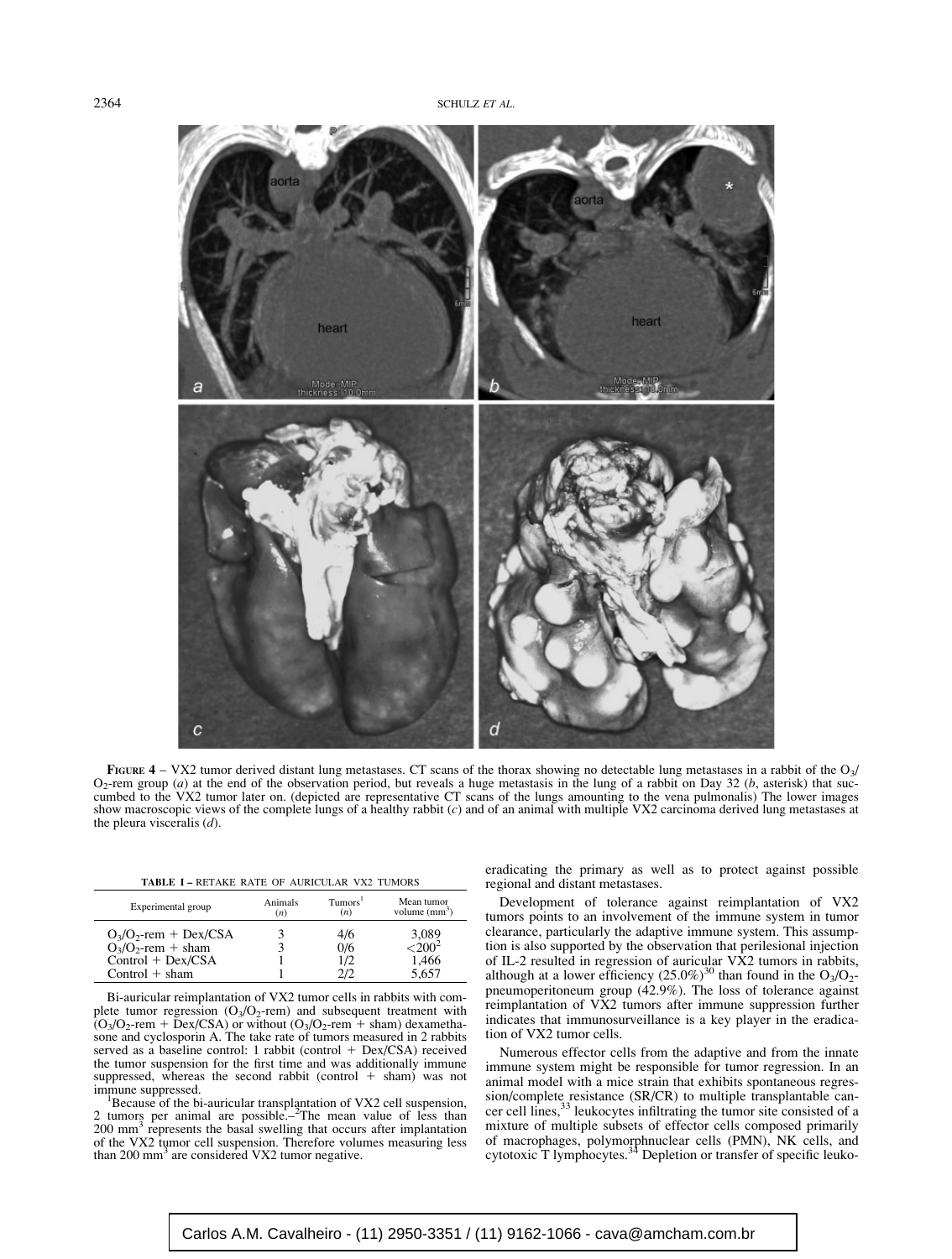**FIGURE 4** – VX2 tumor derived distant lung metastases. CT scans of the thorax showing no detectable lung metastases in a rabbit of the $O_3$/$O_2$-rem group (*a*) at the end of the observation period, but reveals a huge metastasis in the lung of a rabbit on Day 32 (*b*, asterisk) that succumbed to the VX2 tumor later on. (depicted are representative CT scans of the lungs amounting to the vena pulmonalis) The lower images show macroscopic views of the complete lungs of a healthy rabbit (*c*) and of an animal with multiple VX2 carcinoma derived lung metastases at the pleura visceralis (*d*).

**TABLE I** – RETAKE RATE OF AURICULAR VX2 TUMORS

| Experimental group | Animals (*n*) | Tumors[1] (*n*) | Mean tumor volume ($mm^3$) |
|---|---|---|---|
| $O_3$/$O_2$-rem + Dex/CSA | 3 | 4/6 | 3,089 |
| $O_3$/$O_2$-rem + sham | 3 | 0/6 | <200[2] |
| Control + Dex/CSA | 1 | 1/2 | 1,466 |
| Control + sham | 1 | 2/2 | 5,657 |

Bi-auricular reimplantation of VX2 tumor cells in rabbits with complete tumor regression ($O_3$/$O_2$-rem) and subsequent treatment with ($O_3$/$O_2$-rem + Dex/CSA) or without ($O_3$/$O_2$-rem + sham) dexamethasone and cyclosporin A. The take rate of tumors measured in 2 rabbits served as a baseline control: 1 rabbit (control + Dex/CSA) received the tumor suspension for the first time and was additionally immune suppressed, whereas the second rabbit (control + sham) was not immune suppressed.

[1]Because of the bi-auricular transplantation of VX2 cell suspension, 2 tumors per animal are possible.–[2]The mean value of less than 200 $mm^3$ represents the basal swelling that occurs after implantation of the VX2 tumor cell suspension. Therefore volumes measuring less than 200 $mm^3$ are considered VX2 tumor negative.

eradicating the primary as well as to protect against possible regional and distant metastases.

Development of tolerance against reimplantation of VX2 tumors points to an involvement of the immune system in tumor clearance, particularly the adaptive immune system. This assumption is also supported by the observation that perilesional injection of IL-2 resulted in regression of auricular VX2 tumors in rabbits, although at a lower efficiency (25.0%)[30] than found in the $O_3$/$O_2$-pneumoperitoneum group (42.9%). The loss of tolerance against reimplantation of VX2 tumors after immune suppression further indicates that immunosurveillance is a key player in the eradication of VX2 tumor cells.

Numerous effector cells from the adaptive and from the innate immune system might be responsible for tumor regression. In an animal model with a mice strain that exhibits spontaneous regression/complete resistance (SR/CR) to multiple transplantable cancer cell lines,[33] leukocytes infiltrating the tumor site consisted of a mixture of multiple subsets of effector cells composed primarily of macrophages, polymorphnuclear cells (PMN), NK cells, and cytotoxic T lymphocytes.[34] Depletion or transfer of specific leuko-

Carlos A.M. Cavalheiro - (11) 2950-3351 / (11) 9162-1066 - cava@amcham.com.br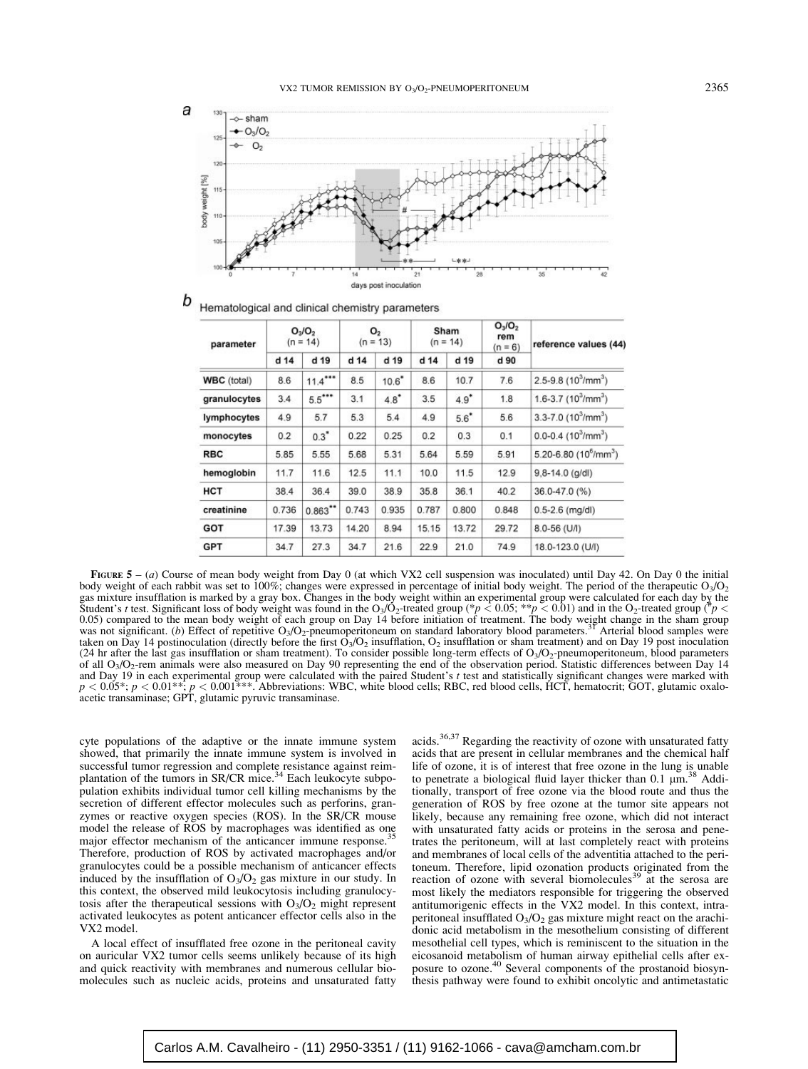a

130
125
120
115
110
105
100

body weight [%]

sham
$O_3/O_2$
$O_2$

#

\*\*
\*\*

0 7 14 21 28 35 42

days post inoculation

b

Hematological and clinical chemistry parameters

| parameter | $O_3/O_2$ (n = 14) | | $O_2$ (n = 13) | | Sham (n = 14) | | $O_3/O_2$ rem (n = 6) | reference values (44) |
|---|---|---|---|---|---|---|---|---|
| | d 14 | d 19 | d 14 | d 19 | d 14 | d 19 | d 90 | |
| **WBC** (total) | 8.6 | 11.4*** | 8.5 | 10.6* | 8.6 | 10.7 | 7.6 | 2.5-9.8 ($10^3/mm^3$) |
| **granulocytes** | 3.4 | 5.5*** | 3.1 | 4.8* | 3.5 | 4.9* | 1.8 | 1.6-3.7 ($10^3/mm^3$) |
| **lymphocytes** | 4.9 | 5.7 | 5.3 | 5.4 | 4.9 | 5.6* | 5.6 | 3.3-7.0 ($10^3/mm^3$) |
| **monocytes** | 0.2 | 0.3* | 0.22 | 0.25 | 0.2 | 0.3 | 0.1 | 0.0-0.4 ($10^3/mm^3$) |
| **RBC** | 5.85 | 5.55 | 5.68 | 5.31 | 5.64 | 5.59 | 5.91 | 5.20-6.80 ($10^6/mm^3$) |
| **hemoglobin** | 11.7 | 11.6 | 12.5 | 11.1 | 10.0 | 11.5 | 12.9 | 9,8-14.0 (g/dl) |
| **HCT** | 38.4 | 36.4 | 39.0 | 38.9 | 35.8 | 36.1 | 40.2 | 36.0-47.0 (%) |
| **creatinine** | 0.736 | 0.863** | 0.743 | 0.935 | 0.787 | 0.800 | 0.848 | 0.5-2.6 (mg/dl) |
| **GOT** | 17.39 | 13.73 | 14.20 | 8.94 | 15.15 | 13.72 | 29.72 | 8.0-56 (U/l) |
| **GPT** | 34.7 | 27.3 | 34.7 | 21.6 | 22.9 | 21.0 | 74.9 | 18.0-123.0 (U/l) |

**Figure 5** – (*a*) Course of mean body weight from Day 0 (at which VX2 cell suspension was inoculated) until Day 42. On Day 0 the initial body weight of each rabbit was set to 100%; changes were expressed in percentage of initial body weight. The period of the therapeutic $O_3/O_2$ gas mixture insufflation is marked by a gray box. Changes in the body weight within an experimental group were calculated for each day by the Student's *t* test. Significant loss of body weight was found in the $O_3/O_2$-treated group (*$p < 0.05$; **$p < 0.01$) and in the $O_2$-treated group (#$p < 0.05$) compared to the mean body weight of each group on Day 14 before initiation of treatment. The body weight change in the sham group was not significant. (*b*) Effect of repetitive $O_3/O_2$-pneumoperitoneum on standard laboratory blood parameters.[31] Arterial blood samples were taken on Day 14 postinoculation (directly before the first $O_3/O_2$ insufflation, $O_2$ insufflation or sham treatment) and on Day 19 post inoculation (24 hr after the last gas insufflation or sham treatment). To consider possible long-term effects of $O_3/O_2$-pneumoperitoneum, blood parameters of all $O_3/O_2$-rem animals were also measured on Day 90 representing the end of the observation period. Statistic differences between Day 14 and Day 19 in each experimental group were calculated with the paired Student's *t* test and statistically significant changes were marked with $p < 0.05$*; $p < 0.01$**; $p < 0.001$***. Abbreviations: WBC, white blood cells; RBC, red blood cells, HCT, hematocrit; GOT, glutamic oxaloacetic transaminase; GPT, glutamic pyruvic transaminase.

cyte populations of the adaptive or the innate immune system showed, that primarily the innate immune system is involved in successful tumor regression and complete resistance against reimplantation of the tumors in SR/CR mice.[34] Each leukocyte subpopulation exhibits individual tumor cell killing mechanisms by the secretion of different effector molecules such as perforins, granzymes or reactive oxygen species (ROS). In the SR/CR mouse model the release of ROS by macrophages was identified as one major effector mechanism of the anticancer immune response.[35] Therefore, production of ROS by activated macrophages and/or granulocytes could be a possible mechanism of anticancer effects induced by the insufflation of $O_3/O_2$ gas mixture in our study. In this context, the observed mild leukocytosis including granulocytosis after the therapeutical sessions with $O_3/O_2$ might represent activated leukocytes as potent anticancer effector cells also in the VX2 model.

A local effect of insufflated free ozone in the peritoneal cavity on auricular VX2 tumor cells seems unlikely because of its high and quick reactivity with membranes and numerous cellular biomolecules such as nucleic acids, proteins and unsaturated fatty acids.[36,37] Regarding the reactivity of ozone with unsaturated fatty acids that are present in cellular membranes and the chemical half life of ozone, it is of interest that free ozone in the lung is unable to penetrate a biological fluid layer thicker than 0.1 µm.[38] Additionally, transport of free ozone via the blood route and thus the generation of ROS by free ozone at the tumor site appears not likely, because any remaining free ozone, which did not interact with unsaturated fatty acids or proteins in the serosa and penetrates the peritoneum, will at last completely react with proteins and membranes of local cells of the adventitia attached to the peritoneum. Therefore, lipid ozonation products originated from the reaction of ozone with several biomolecules[39] at the serosa are most likely the mediators responsible for triggering the observed antitumorigenic effects in the VX2 model. In this context, intraperitoneal insufflated $O_3/O_2$ gas mixture might react on the arachidonic acid metabolism in the mesothelium consisting of different mesothelial cell types, which is reminiscent to the situation in the eicosanoid metabolism of human airway epithelial cells after exposure to ozone.[40] Several components of the prostanoid biosynthesis pathway were found to exhibit oncolytic and antimetastatic

Carlos A.M. Cavalheiro - (11) 2950-3351 / (11) 9162-1066 - cava@amcham.com.br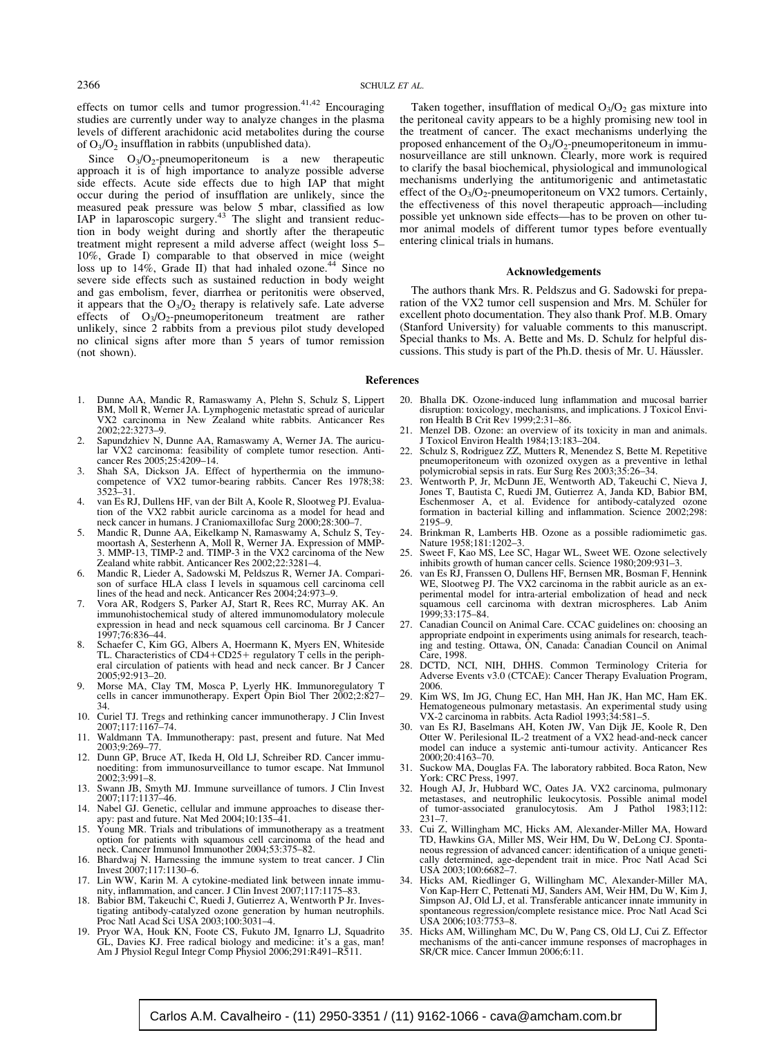effects on tumor cells and tumor progression.[41,42] Encouraging studies are currently under way to analyze changes in the plasma levels of different arachidonic acid metabolites during the course of $O_3/O_2$ insufflation in rabbits (unpublished data).

Since $O_3/O_2$-pneumoperitoneum is a new therapeutic approach it is of high importance to analyze possible adverse side effects. Acute side effects due to high IAP that might occur during the period of insufflation are unlikely, since the measured peak pressure was below 5 mbar, classified as low IAP in laparoscopic surgery.[43] The slight and transient reduction in body weight during and shortly after the therapeutic treatment might represent a mild adverse affect (weight loss 5–10%, Grade I) comparable to that observed in mice (weight loss up to 14%, Grade II) that had inhaled ozone.[44] Since no severe side effects such as sustained reduction in body weight and gas embolism, fever, diarrhea or peritonitis were observed, it appears that the $O_3/O_2$ therapy is relatively safe. Late adverse effects of $O_3/O_2$-pneumoperitoneum treatment are rather unlikely, since 2 rabbits from a previous pilot study developed no clinical signs after more than 5 years of tumor remission (not shown).

Taken together, insufflation of medical $O_3/O_2$ gas mixture into the peritoneal cavity appears to be a highly promising new tool in the treatment of cancer. The exact mechanisms underlying the proposed enhancement of the $O_3/O_2$-pneumoperitoneum in immunosurveillance are still unknown. Clearly, more work is required to clarify the basal biochemical, physiological and immunological mechanisms underlying the antitumorigenic and antimetastatic effect of the $O_3/O_2$-pneumoperitoneum on VX2 tumors. Certainly, the effectiveness of this novel therapeutic approach—including possible yet unknown side effects—has to be proven on other tumor animal models of different tumor types before eventually entering clinical trials in humans.

## Acknowledgements

The authors thank Mrs. R. Peldszus and G. Sadowski for preparation of the VX2 tumor cell suspension and Mrs. M. Schüler for excellent photo documentation. They also thank Prof. M.B. Omary (Stanford University) for valuable comments to this manuscript. Special thanks to Ms. A. Bette and Ms. D. Schulz for helpful discussions. This study is part of the Ph.D. thesis of Mr. U. Häussler.

## References

1. Dunne AA, Mandic R, Ramaswamy A, Plehn S, Schulz S, Lippert BM, Moll R, Werner JA. Lymphogenic metastatic spread of auricular VX2 carcinoma in New Zealand white rabbits. Anticancer Res 2002;22:3273–9.
2. Sapundzhiev N, Dunne AA, Ramaswamy A, Werner JA. The auricular VX2 carcinoma: feasibility of complete tumor resection. Anticancer Res 2005;25:4209–14.
3. Shah SA, Dickson JA. Effect of hyperthermia on the immunocompetence of VX2 tumor-bearing rabbits. Cancer Res 1978;38:3523–31.
4. van Es RJ, Dullens HF, van der Bilt A, Koole R, Slootweg PJ. Evaluation of the VX2 rabbit auricle carcinoma as a model for head and neck cancer in humans. J Craniomaxillofac Surg 2000;28:300–7.
5. Mandic R, Dunne AA, Eikelkamp N, Ramaswamy A, Schulz S, Teymoortash A, Sesterhenn A, Moll R, Werner JA. Expression of MMP-3, MMP-13, TIMP-2 and. TIMP-3 in the VX2 carcinoma of the New Zealand white rabbit. Anticancer Res 2002;22:3281–4.
6. Mandic R, Lieder A, Sadowski M, Peldszus R, Werner JA. Comparison of surface HLA class I levels in squamous cell carcinoma cell lines of the head and neck. Anticancer Res 2004;24:973–9.
7. Vora AR, Rodgers S, Parker AJ, Start R, Rees RC, Murray AK. An immunohistochemical study of altered immunomodulatory molecule expression in head and neck squamous cell carcinoma. Br J Cancer 1997;76:836–44.
8. Schaefer C, Kim GG, Albers A, Hoermann K, Myers EN, Whiteside TL. Characteristics of CD4+CD25+ regulatory T cells in the peripheral circulation of patients with head and neck cancer. Br J Cancer 2005;92:913–20.
9. Morse MA, Clay TM, Mosca P, Lyerly HK. Immunoregulatory T cells in cancer immunotherapy. Expert Opin Biol Ther 2002;2:827–34.
10. Curiel TJ. Tregs and rethinking cancer immunotherapy. J Clin Invest 2007;117:1167–74.
11. Waldmann TA. Immunotherapy: past, present and future. Nat Med 2003;9:269–77.
12. Dunn GP, Bruce AT, Ikeda H, Old LJ, Schreiber RD. Cancer immunoediting: from immunosurveillance to tumor escape. Nat Immunol 2002;3:991–8.
13. Swann JB, Smyth MJ. Immune surveillance of tumors. J Clin Invest 2007;117:1137–46.
14. Nabel GJ. Genetic, cellular and immune approaches to disease therapy: past and future. Nat Med 2004;10:135–41.
15. Young MR. Trials and tribulations of immunotherapy as a treatment option for patients with squamous cell carcinoma of the head and neck. Cancer Immunol Immunother 2004;53:375–82.
16. Bhardwaj N. Harnessing the immune system to treat cancer. J Clin Invest 2007;117:1130–6.
17. Lin WW, Karin M. A cytokine-mediated link between innate immunity, inflammation, and cancer. J Clin Invest 2007;117:1175–83.
18. Babior BM, Takeuchi C, Ruedi J, Gutierrez A, Wentworth P Jr. Investigating antibody-catalyzed ozone generation by human neutrophils. Proc Natl Acad Sci USA 2003;100:3031–4.
19. Pryor WA, Houk KN, Foote CS, Fukuto JM, Ignarro LJ, Squadrito GL, Davies KJ. Free radical biology and medicine: it's a gas, man! Am J Physiol Regul Integr Comp Physiol 2006;291:R491–R511.
20. Bhalla DK. Ozone-induced lung inflammation and mucosal barrier disruption: toxicology, mechanisms, and implications. J Toxicol Environ Health B Crit Rev 1999;2:31–86.
21. Menzel DB. Ozone: an overview of its toxicity in man and animals. J Toxicol Environ Health 1984;13:183–204.
22. Schulz S, Rodriguez ZZ, Mutters R, Menendez S, Bette M. Repetitive pneumoperitoneum with ozonized oxygen as a preventive in lethal polymicrobial sepsis in rats. Eur Surg Res 2003;35:26–34.
23. Wentworth P, Jr, McDunn JE, Wentworth AD, Takeuchi C, Nieva J, Jones T, Bautista C, Ruedi JM, Gutierrez A, Janda KD, Babior BM, Eschenmoser A, et al. Evidence for antibody-catalyzed ozone formation in bacterial killing and inflammation. Science 2002;298:2195–9.
24. Brinkman R, Lamberts HB. Ozone as a possible radiomimetic gas. Nature 1958;181:1202–3.
25. Sweet F, Kao MS, Lee SC, Hagar WL, Sweet WE. Ozone selectively inhibits growth of human cancer cells. Science 1980;209:931–3.
26. van Es RJ, Franssen O, Dullens HF, Bernsen MR, Bosman F, Hennink WE, Slootweg PJ. The VX2 carcinoma in the rabbit auricle as an experimental model for intra-arterial embolization of head and neck squamous cell carcinoma with dextran microspheres. Lab Anim 1999;33:175–84.
27. Canadian Council on Animal Care. CCAC guidelines on: choosing an appropriate endpoint in experiments using animals for research, teaching and testing. Ottawa, ON, Canada: Canadian Council on Animal Care, 1998.
28. DCTD, NCI, NIH, DHHS. Common Terminology Criteria for Adverse Events v3.0 (CTCAE): Cancer Therapy Evaluation Program, 2006.
29. Kim WS, Im JG, Chung EC, Han MH, Han JK, Han MC, Ham EK. Hematogeneous pulmonary metastasis. An experimental study using VX-2 carcinoma in rabbits. Acta Radiol 1993;34:581–5.
30. van Es RJ, Baselmans AH, Koten JW, Van Dijk JE, Koole R, Den Otter W. Perilesional IL-2 treatment of a VX2 head-and-neck cancer model can induce a systemic anti-tumour activity. Anticancer Res 2000;20:4163–70.
31. Suckow MA, Douglas FA. The laboratory rabbited. Boca Raton, New York: CRC Press, 1997.
32. Hough AJ, Jr, Hubbard WC, Oates JA. VX2 carcinoma, pulmonary metastases, and neutrophilic leukocytosis. Possible animal model of tumor-associated granulocytosis. Am J Pathol 1983;112:231–7.
33. Cui Z, Willingham MC, Hicks AM, Alexander-Miller MA, Howard TD, Hawkins GA, Miller MS, Weir HM, Du W, DeLong CJ. Spontaneous regression of advanced cancer: identification of a unique genetically determined, age-dependent trait in mice. Proc Natl Acad Sci USA 2003;100:6682–7.
34. Hicks AM, Riedlinger G, Willingham MC, Alexander-Miller MA, Von Kap-Herr C, Pettenati MJ, Sanders AM, Weir HM, Du W, Kim J, Simpson AJ, Old LJ, et al. Transferable anticancer innate immunity in spontaneous regression/complete resistance mice. Proc Natl Acad Sci USA 2006;103:7753–8.
35. Hicks AM, Willingham MC, Du W, Pang CS, Old LJ, Cui Z. Effector mechanisms of the anti-cancer immune responses of macrophages in SR/CR mice. Cancer Immun 2006;6:11.

Carlos A.M. Cavalheiro - (11) 2950-3351 / (11) 9162-1066 - cava@amcham.com.br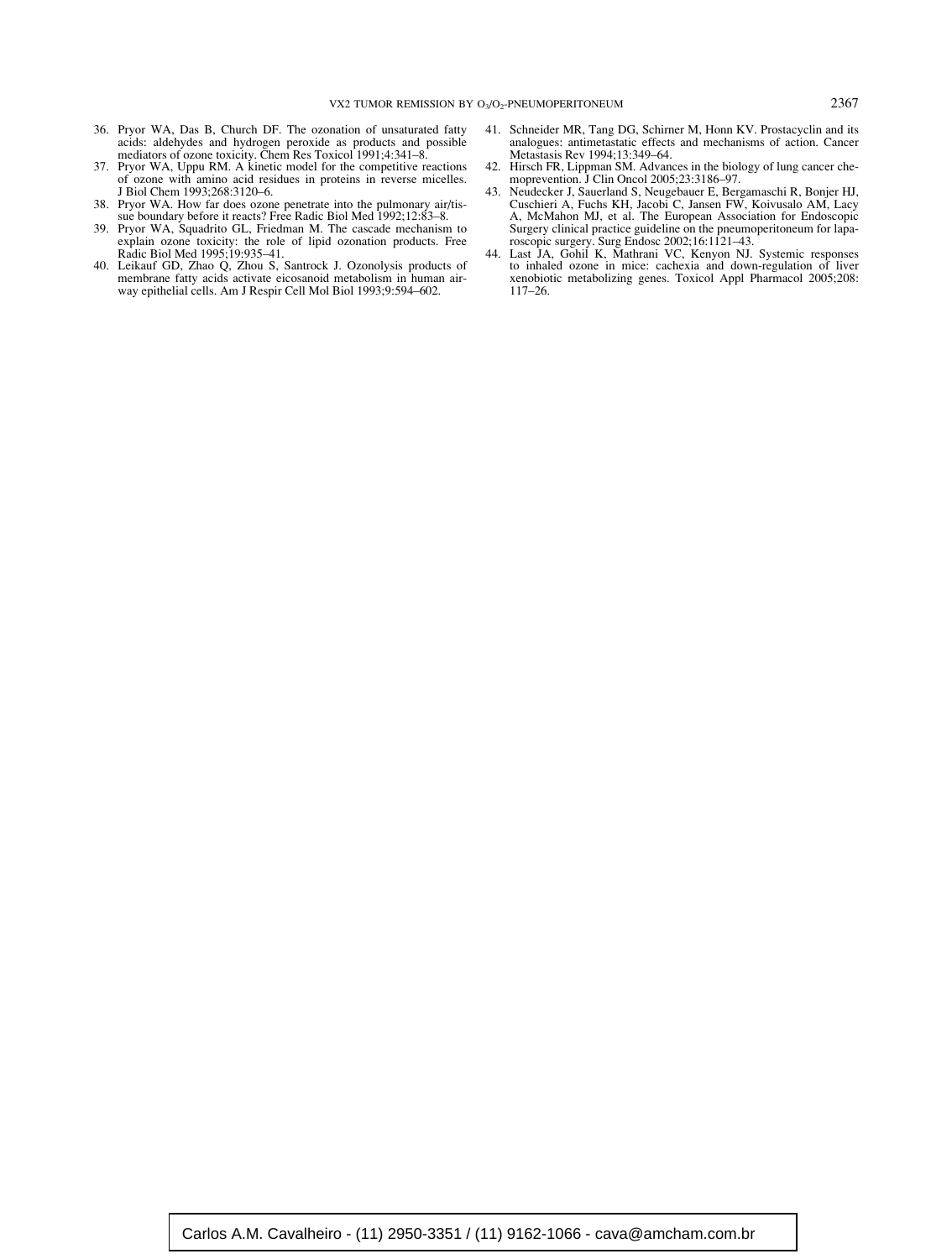36. Pryor WA, Das B, Church DF. The ozonation of unsaturated fatty acids: aldehydes and hydrogen peroxide as products and possible mediators of ozone toxicity. Chem Res Toxicol 1991;4:341–8.
37. Pryor WA, Uppu RM. A kinetic model for the competitive reactions of ozone with amino acid residues in proteins in reverse micelles. J Biol Chem 1993;268:3120–6.
38. Pryor WA. How far does ozone penetrate into the pulmonary air/tissue boundary before it reacts? Free Radic Biol Med 1992;12:83–8.
39. Pryor WA, Squadrito GL, Friedman M. The cascade mechanism to explain ozone toxicity: the role of lipid ozonation products. Free Radic Biol Med 1995;19:935–41.
40. Leikauf GD, Zhao Q, Zhou S, Santrock J. Ozonolysis products of membrane fatty acids activate eicosanoid metabolism in human airway epithelial cells. Am J Respir Cell Mol Biol 1993;9:594–602.
41. Schneider MR, Tang DG, Schirner M, Honn KV. Prostacyclin and its analogues: antimetastatic effects and mechanisms of action. Cancer Metastasis Rev 1994;13:349–64.
42. Hirsch FR, Lippman SM. Advances in the biology of lung cancer chemoprevention. J Clin Oncol 2005;23:3186–97.
43. Neudecker J, Sauerland S, Neugebauer E, Bergamaschi R, Bonjer HJ, Cuschieri A, Fuchs KH, Jacobi C, Jansen FW, Koivusalo AM, Lacy A, McMahon MJ, et al. The European Association for Endoscopic Surgery clinical practice guideline on the pneumoperitoneum for laparoscopic surgery. Surg Endosc 2002;16:1121–43.
44. Last JA, Gohil K, Mathrani VC, Kenyon NJ. Systemic responses to inhaled ozone in mice: cachexia and down-regulation of liver xenobiotic metabolizing genes. Toxicol Appl Pharmacol 2005;208: 117–26.

Carlos A.M. Cavalheiro - (11) 2950-3351 / (11) 9162-1066 - cava@amcham.com.br